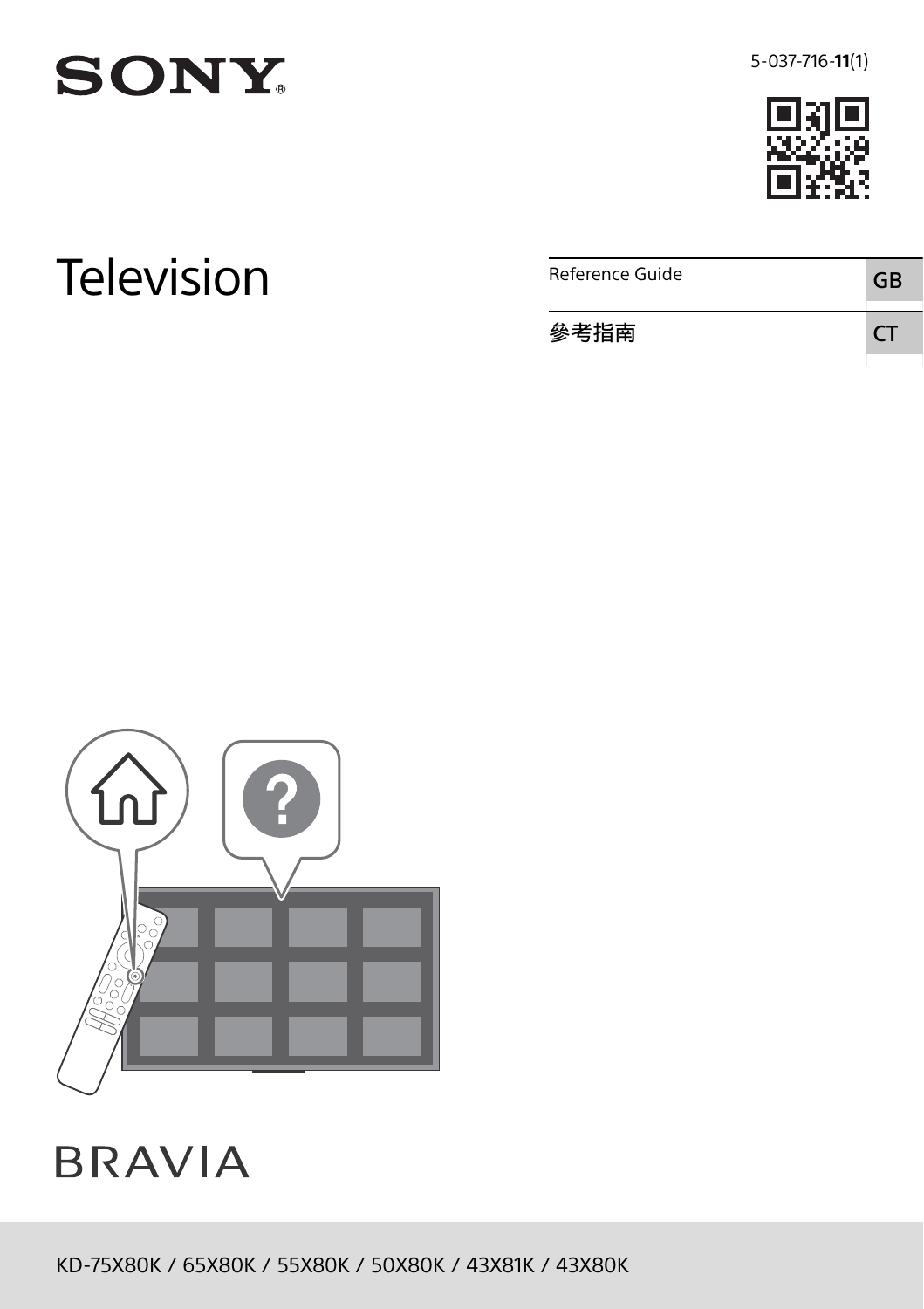SONY

5-037-716-**11**(1)

# Television

| Reference Guide | GB |
| --- | --- |
| 參考指南 | CT |

BRAVIA

KD-75X80K / 65X80K / 55X80K / 50X80K / 43X81K / 43X80K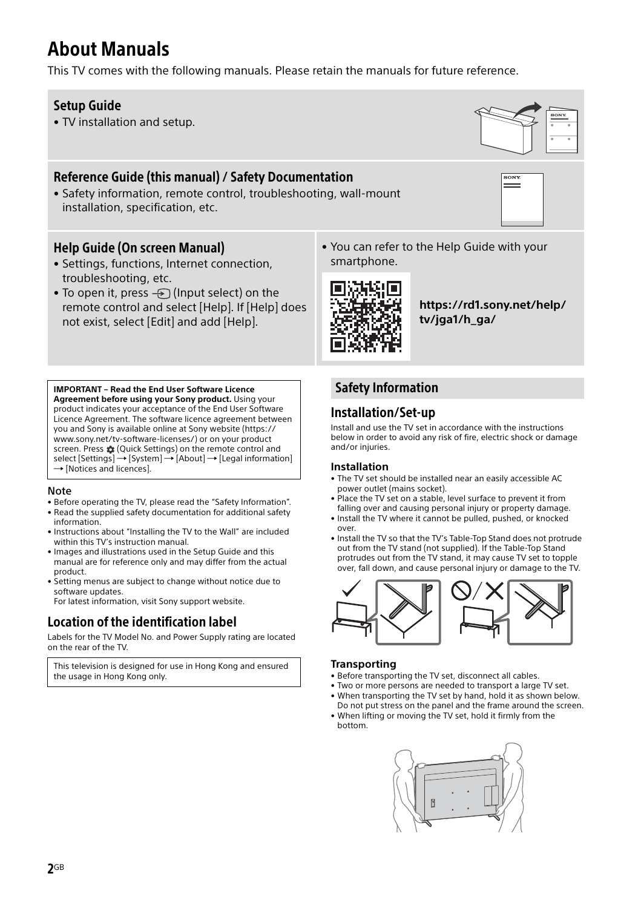# About Manuals

This TV comes with the following manuals. Please retain the manuals for future reference.

## Setup Guide

- TV installation and setup.

## Reference Guide (this manual) / Safety Documentation

- Safety information, remote control, troubleshooting, wall-mount installation, specification, etc.

## Help Guide (On screen Manual)

- Settings, functions, Internet connection, troubleshooting, etc.
- To open it, press (Input select) on the remote control and select [Help]. If [Help] does not exist, select [Edit] and add [Help].

- You can refer to the Help Guide with your smartphone.

**https://rd1.sony.net/help/tv/jga1/h_ga/**

**IMPORTANT – Read the End User Software Licence Agreement before using your Sony product.** Using your product indicates your acceptance of the End User Software Licence Agreement. The software licence agreement between you and Sony is available online at Sony website (https://www.sony.net/tv-software-licenses/) or on your product screen. Press (Quick Settings) on the remote control and select [Settings] → [System] → [About] → [Legal information] → [Notices and licences].

### Note

- Before operating the TV, please read the "Safety Information".
- Read the supplied safety documentation for additional safety information.
- Instructions about "Installing the TV to the Wall" are included within this TV's instruction manual.
- Images and illustrations used in the Setup Guide and this manual are for reference only and may differ from the actual product.
- Setting menus are subject to change without notice due to software updates.
  For latest information, visit Sony support website.

## Location of the identification label

Labels for the TV Model No. and Power Supply rating are located on the rear of the TV.

This television is designed for use in Hong Kong and ensured the usage in Hong Kong only.

## Safety Information

### Installation/Set-up

Install and use the TV set in accordance with the instructions below in order to avoid any risk of fire, electric shock or damage and/or injuries.

#### Installation

- The TV set should be installed near an easily accessible AC power outlet (mains socket).
- Place the TV set on a stable, level surface to prevent it from falling over and causing personal injury or property damage.
- Install the TV where it cannot be pulled, pushed, or knocked over.
- Install the TV so that the TV's Table-Top Stand does not protrude out from the TV stand (not supplied). If the Table-Top Stand protrudes out from the TV stand, it may cause TV set to topple over, fall down, and cause personal injury or damage to the TV.

#### Transporting

- Before transporting the TV set, disconnect all cables.
- Two or more persons are needed to transport a large TV set.
- When transporting the TV set by hand, hold it as shown below. Do not put stress on the panel and the frame around the screen.
- When lifting or moving the TV set, hold it firmly from the bottom.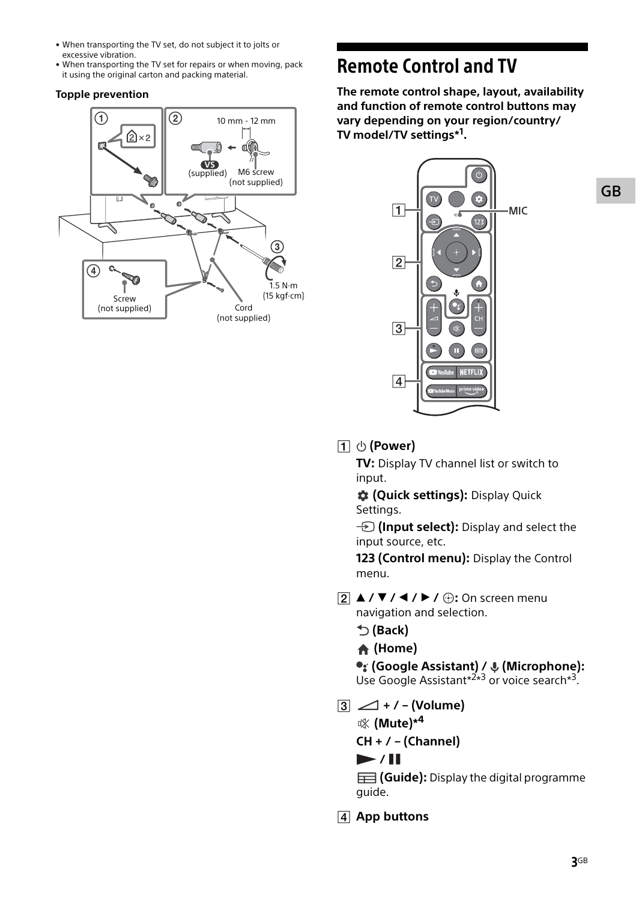- When transporting the TV set, do not subject it to jolts or excessive vibration.
- When transporting the TV set for repairs or when moving, pack it using the original carton and packing material.

**Topple prevention**

① ②×2

② 10 mm - 12 mm

VS (supplied)

M6 screw (not supplied)

③ 1.5 N·m {15 kgf·cm}

④ Screw (not supplied)

Cord (not supplied)

# Remote Control and TV

**The remote control shape, layout, availability and function of remote control buttons may vary depending on your region/country/ TV model/TV settings*[1].**

MIC

1 ⏻ **(Power)**

**TV:** Display TV channel list or switch to input.

**(Quick settings):** Display Quick Settings.

**(Input select):** Display and select the input source, etc.

**123 (Control menu):** Display the Control menu.

2 **▲ / ▼ / ◄ / ► / ⊕:** On screen menu navigation and selection.

**(Back)**

**(Home)**

**(Google Assistant) / (Microphone):** Use Google Assistant*[2]*[3] or voice search*[3].

3 **+ / – (Volume)**

**(Mute)*[4]**

**CH + / – (Channel)**

**► / ❚❚**

**(Guide):** Display the digital programme guide.

4 **App buttons**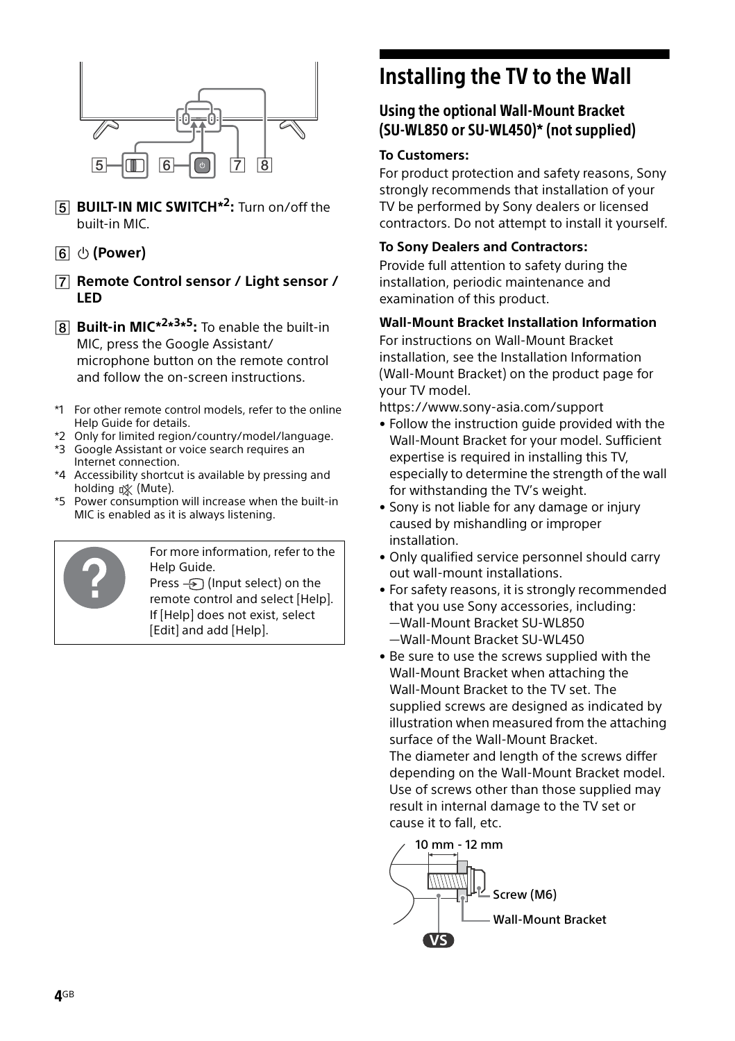5 **BUILT-IN MIC SWITCH*2:** Turn on/off the built-in MIC.

6 ⏻ **(Power)**

7 **Remote Control sensor / Light sensor / LED**

8 **Built-in MIC*2*3*5:** To enable the built-in MIC, press the Google Assistant/ microphone button on the remote control and follow the on-screen instructions.

*1 For other remote control models, refer to the online Help Guide for details.
*2 Only for limited region/country/model/language.
*3 Google Assistant or voice search requires an Internet connection.
*4 Accessibility shortcut is available by pressing and holding (Mute).
*5 Power consumption will increase when the built-in MIC is enabled as it is always listening.

For more information, refer to the Help Guide.
Press (Input select) on the remote control and select [Help]. If [Help] does not exist, select [Edit] and add [Help].

# Installing the TV to the Wall

## Using the optional Wall-Mount Bracket (SU-WL850 or SU-WL450)* (not supplied)

**To Customers:**

For product protection and safety reasons, Sony strongly recommends that installation of your TV be performed by Sony dealers or licensed contractors. Do not attempt to install it yourself.

**To Sony Dealers and Contractors:**

Provide full attention to safety during the installation, periodic maintenance and examination of this product.

**Wall-Mount Bracket Installation Information**

For instructions on Wall-Mount Bracket installation, see the Installation Information (Wall-Mount Bracket) on the product page for your TV model.
https://www.sony-asia.com/support

- Follow the instruction guide provided with the Wall-Mount Bracket for your model. Sufficient expertise is required in installing this TV, especially to determine the strength of the wall for withstanding the TV's weight.
- Sony is not liable for any damage or injury caused by mishandling or improper installation.
- Only qualified service personnel should carry out wall-mount installations.
- For safety reasons, it is strongly recommended that you use Sony accessories, including:
  —Wall-Mount Bracket SU-WL850
  —Wall-Mount Bracket SU-WL450
- Be sure to use the screws supplied with the Wall-Mount Bracket when attaching the Wall-Mount Bracket to the TV set. The supplied screws are designed as indicated by illustration when measured from the attaching surface of the Wall-Mount Bracket.
  The diameter and length of the screws differ depending on the Wall-Mount Bracket model. Use of screws other than those supplied may result in internal damage to the TV set or cause it to fall, etc.

10 mm - 12 mm

Screw (M6)

Wall-Mount Bracket

VS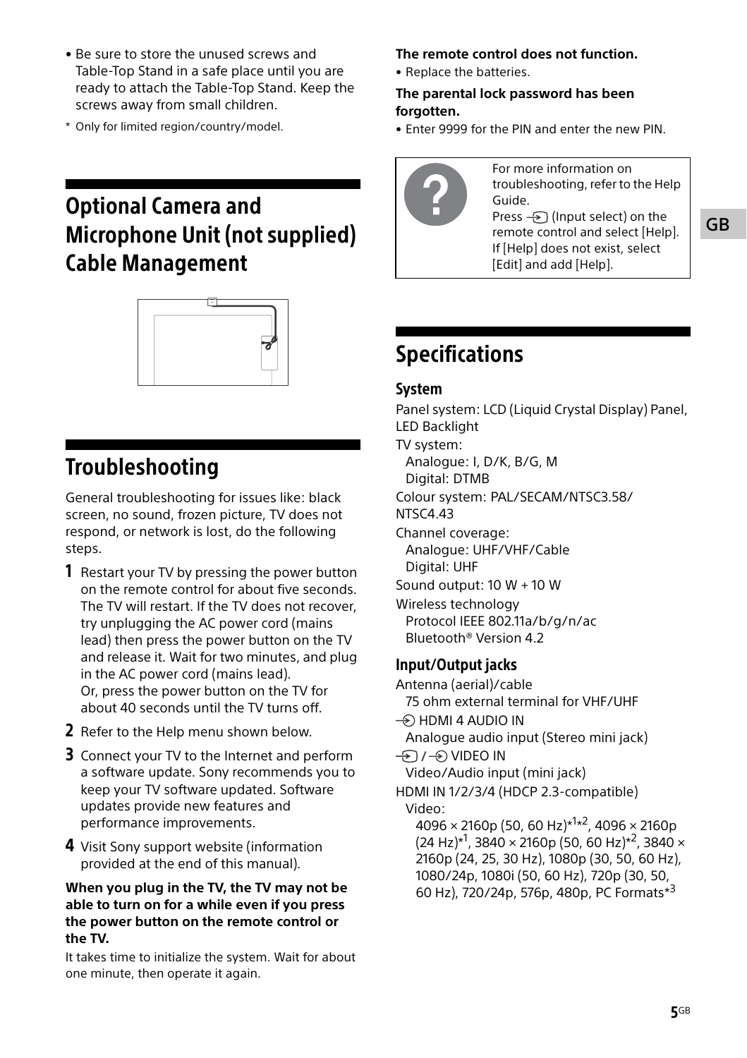- Be sure to store the unused screws and Table-Top Stand in a safe place until you are ready to attach the Table-Top Stand. Keep the screws away from small children.

\* Only for limited region/country/model.

# Optional Camera and Microphone Unit (not supplied) Cable Management

# Troubleshooting

General troubleshooting for issues like: black screen, no sound, frozen picture, TV does not respond, or network is lost, do the following steps.

1. Restart your TV by pressing the power button on the remote control for about five seconds. The TV will restart. If the TV does not recover, try unplugging the AC power cord (mains lead) then press the power button on the TV and release it. Wait for two minutes, and plug in the AC power cord (mains lead). Or, press the power button on the TV for about 40 seconds until the TV turns off.
2. Refer to the Help menu shown below.
3. Connect your TV to the Internet and perform a software update. Sony recommends you to keep your TV software updated. Software updates provide new features and performance improvements.
4. Visit Sony support website (information provided at the end of this manual).

**When you plug in the TV, the TV may not be able to turn on for a while even if you press the power button on the remote control or the TV.**

It takes time to initialize the system. Wait for about one minute, then operate it again.

**The remote control does not function.**

- Replace the batteries.

**The parental lock password has been forgotten.**

- Enter 9999 for the PIN and enter the new PIN.

For more information on troubleshooting, refer to the Help Guide.
Press ⇥ (Input select) on the remote control and select [Help].
If [Help] does not exist, select [Edit] and add [Help].

# Specifications

## System

Panel system: LCD (Liquid Crystal Display) Panel, LED Backlight

TV system:
Analogue: I, D/K, B/G, M
Digital: DTMB

Colour system: PAL/SECAM/NTSC3.58/NTSC4.43

Channel coverage:
Analogue: UHF/VHF/Cable
Digital: UHF

Sound output: 10 W + 10 W

Wireless technology
Protocol IEEE 802.11a/b/g/n/ac
Bluetooth® Version 4.2

## Input/Output jacks

Antenna (aerial)/cable
75 ohm external terminal for VHF/UHF

HDMI 4 AUDIO IN
Analogue audio input (Stereo mini jack)

⇥ / VIDEO IN
Video/Audio input (mini jack)

HDMI IN 1/2/3/4 (HDCP 2.3-compatible)
Video:
4096 × 2160p (50, 60 Hz)*[1]*[2], 4096 × 2160p (24 Hz)*[1], 3840 × 2160p (50, 60 Hz)*[2], 3840 × 2160p (24, 25, 30 Hz), 1080p (30, 50, 60 Hz), 1080/24p, 1080i (50, 60 Hz), 720p (30, 50, 60 Hz), 720/24p, 576p, 480p, PC Formats*[3]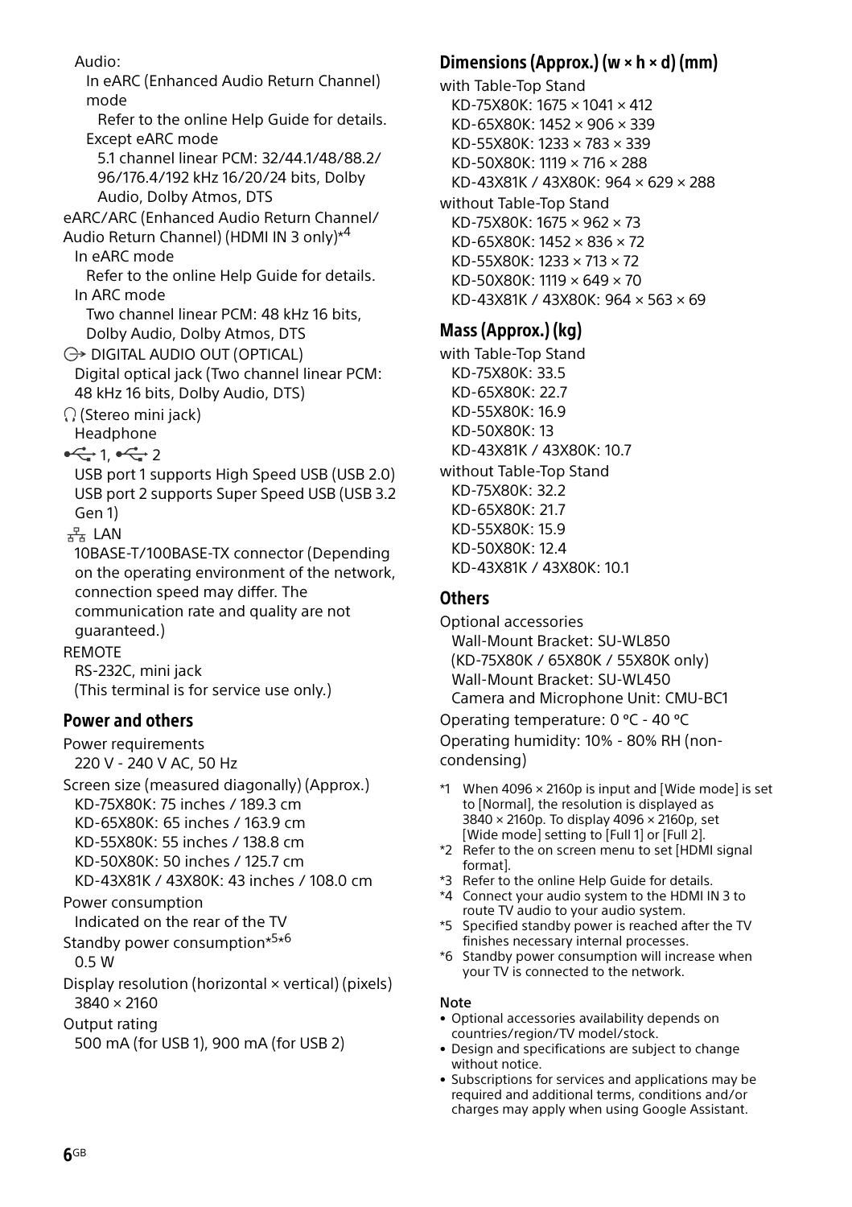Audio:

In eARC (Enhanced Audio Return Channel) mode

Refer to the online Help Guide for details.

Except eARC mode

5.1 channel linear PCM: 32/44.1/48/88.2/96/176.4/192 kHz 16/20/24 bits, Dolby Audio, Dolby Atmos, DTS

eARC/ARC (Enhanced Audio Return Channel/ Audio Return Channel) (HDMI IN 3 only)*4

In eARC mode

Refer to the online Help Guide for details.

In ARC mode

Two channel linear PCM: 48 kHz 16 bits, Dolby Audio, Dolby Atmos, DTS

DIGITAL AUDIO OUT (OPTICAL)

Digital optical jack (Two channel linear PCM: 48 kHz 16 bits, Dolby Audio, DTS)

(Stereo mini jack)

Headphone

1, 2

USB port 1 supports High Speed USB (USB 2.0)
USB port 2 supports Super Speed USB (USB 3.2 Gen 1)

LAN

10BASE-T/100BASE-TX connector (Depending on the operating environment of the network, connection speed may differ. The communication rate and quality are not guaranteed.)

REMOTE

RS-232C, mini jack
(This terminal is for service use only.)

## Power and others

Power requirements

220 V - 240 V AC, 50 Hz

Screen size (measured diagonally) (Approx.)

KD-75X80K: 75 inches / 189.3 cm
KD-65X80K: 65 inches / 163.9 cm
KD-55X80K: 55 inches / 138.8 cm
KD-50X80K: 50 inches / 125.7 cm
KD-43X81K / 43X80K: 43 inches / 108.0 cm

Power consumption

Indicated on the rear of the TV

Standby power consumption*5*6

0.5 W

Display resolution (horizontal × vertical) (pixels)

3840 × 2160

Output rating

500 mA (for USB 1), 900 mA (for USB 2)

## Dimensions (Approx.) (w × h × d) (mm)

with Table-Top Stand

KD-75X80K: 1675 × 1041 × 412
KD-65X80K: 1452 × 906 × 339
KD-55X80K: 1233 × 783 × 339
KD-50X80K: 1119 × 716 × 288
KD-43X81K / 43X80K: 964 × 629 × 288

without Table-Top Stand

KD-75X80K: 1675 × 962 × 73
KD-65X80K: 1452 × 836 × 72
KD-55X80K: 1233 × 713 × 72
KD-50X80K: 1119 × 649 × 70
KD-43X81K / 43X80K: 964 × 563 × 69

## Mass (Approx.) (kg)

with Table-Top Stand

KD-75X80K: 33.5
KD-65X80K: 22.7
KD-55X80K: 16.9
KD-50X80K: 13
KD-43X81K / 43X80K: 10.7

without Table-Top Stand

KD-75X80K: 32.2
KD-65X80K: 21.7
KD-55X80K: 15.9
KD-50X80K: 12.4
KD-43X81K / 43X80K: 10.1

## Others

Optional accessories

Wall-Mount Bracket: SU-WL850
(KD-75X80K / 65X80K / 55X80K only)
Wall-Mount Bracket: SU-WL450
Camera and Microphone Unit: CMU-BC1

Operating temperature: 0 ºC - 40 ºC

Operating humidity: 10% - 80% RH (non-condensing)

*1 When 4096 × 2160p is input and [Wide mode] is set to [Normal], the resolution is displayed as 3840 × 2160p. To display 4096 × 2160p, set [Wide mode] setting to [Full 1] or [Full 2].
*2 Refer to the on screen menu to set [HDMI signal format].
*3 Refer to the online Help Guide for details.
*4 Connect your audio system to the HDMI IN 3 to route TV audio to your audio system.
*5 Specified standby power is reached after the TV finishes necessary internal processes.
*6 Standby power consumption will increase when your TV is connected to the network.

**Note**

- Optional accessories availability depends on countries/region/TV model/stock.
- Design and specifications are subject to change without notice.
- Subscriptions for services and applications may be required and additional terms, conditions and/or charges may apply when using Google Assistant.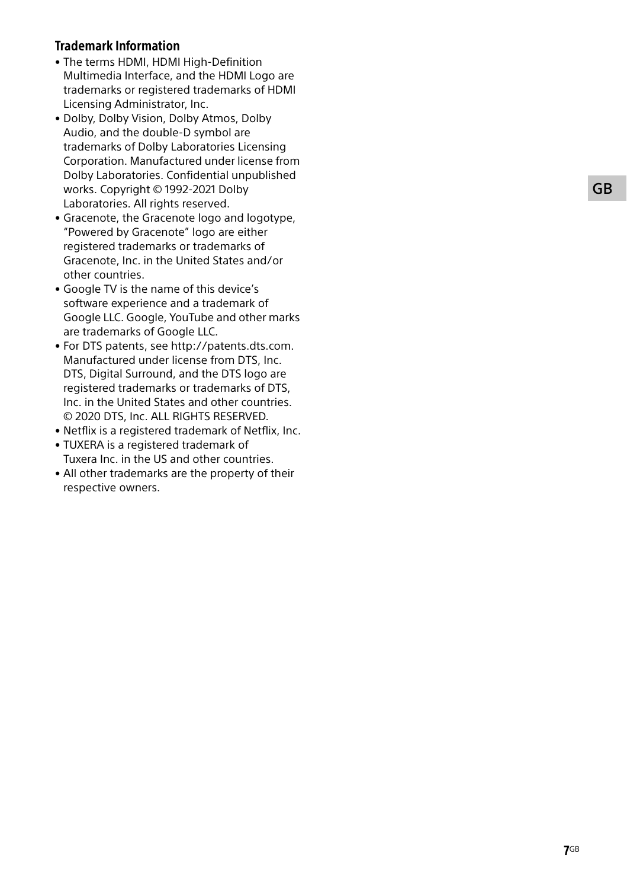### Trademark Information

- The terms HDMI, HDMI High-Definition Multimedia Interface, and the HDMI Logo are trademarks or registered trademarks of HDMI Licensing Administrator, Inc.
- Dolby, Dolby Vision, Dolby Atmos, Dolby Audio, and the double-D symbol are trademarks of Dolby Laboratories Licensing Corporation. Manufactured under license from Dolby Laboratories. Confidential unpublished works. Copyright © 1992-2021 Dolby Laboratories. All rights reserved.
- Gracenote, the Gracenote logo and logotype, "Powered by Gracenote" logo are either registered trademarks or trademarks of Gracenote, Inc. in the United States and/or other countries.
- Google TV is the name of this device's software experience and a trademark of Google LLC. Google, YouTube and other marks are trademarks of Google LLC.
- For DTS patents, see http://patents.dts.com. Manufactured under license from DTS, Inc. DTS, Digital Surround, and the DTS logo are registered trademarks or trademarks of DTS, Inc. in the United States and other countries. © 2020 DTS, Inc. ALL RIGHTS RESERVED.
- Netflix is a registered trademark of Netflix, Inc.
- TUXERA is a registered trademark of Tuxera Inc. in the US and other countries.
- All other trademarks are the property of their respective owners.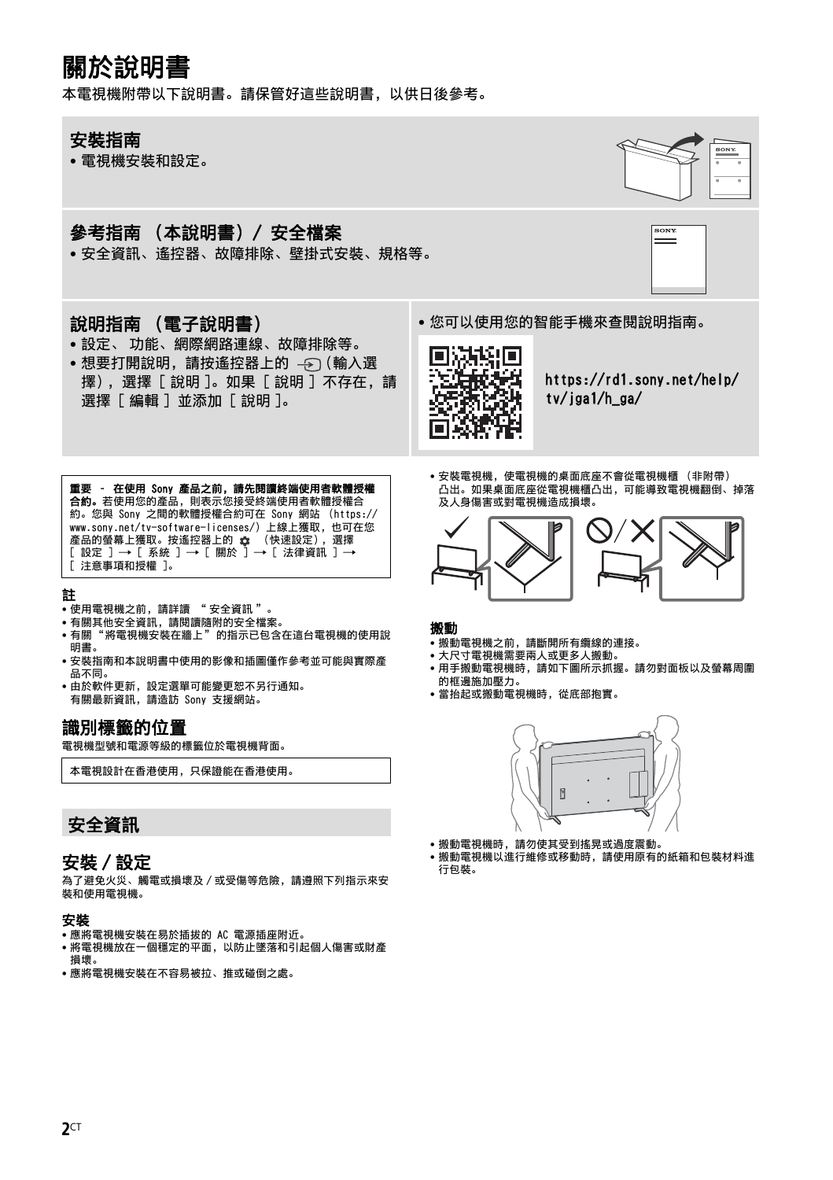# 關於說明書

本電視機附帶以下說明書。請保管好這些說明書，以供日後參考。

## 安裝指南

- 電視機安裝和設定。

## 參考指南 （本說明書）/ 安全檔案

- 安全資訊、遙控器、故障排除、壁掛式安裝、規格等。

## 說明指南 （電子說明書）

- 設定、 功能、網際網路連線、故障排除等。
- 想要打開說明，請按遙控器上的 ⊕（輸入選擇），選擇 [ 說明 ]。如果 [ 說明 ] 不存在，請選擇 [ 編輯 ] 並添加 [ 說明 ]。

- 您可以使用您的智能手機來查閱說明指南。

https://rd1.sony.net/help/tv/jga1/h_ga/

**重要 – 在使用 Sony 產品之前，請先閱讀終端使用者軟體授權合約。**若使用您的產品，則表示您接受終端使用者軟體授權合約。您與 Sony 之間的軟體授權合約可在 Sony 網站 （https://www.sony.net/tv-software-licenses/）上線上獲取，也可在您產品的螢幕上獲取。按遙控器上的 ⚙ （快速設定），選擇 [ 設定 ] → [ 系統 ] → [ 關於 ] → [ 法律資訊 ] → [ 注意事項和授權 ]。

### 註

- 使用電視機之前，請詳讀 “ 安全資訊 ”。
- 有關其他安全資訊，請閱讀隨附的安全檔案。
- 有關“將電視機安裝在牆上”的指示已包含在這台電視機的使用說明書。
- 安裝指南和本說明書中使用的影像和插圖僅作參考並可能與實際產品不同。
- 由於軟件更新，設定選單可能變更恕不另行通知。
  有關最新資訊，請造訪 Sony 支援網站。

## 識別標籤的位置

電視機型號和電源等級的標籤位於電視機背面。

本電視設計在香港使用，只保證能在香港使用。

## 安全資訊

## 安裝 / 設定

為了避免火災、觸電或損壞及 / 或受傷等危險，請遵照下列指示來安裝和使用電視機。

### 安裝

- 應將電視機安裝在易於插拔的 AC 電源插座附近。
- 將電視機放在一個穩定的平面，以防止墜落和引起個人傷害或財產損壞。
- 應將電視機安裝在不容易被拉、推或碰倒之處。
- 安裝電視機，使電視機的桌面底座不會從電視機櫃 （非附帶）凸出。如果桌面底座從電視機櫃凸出，可能導致電視機翻倒、掉落及人身傷害或對電視機造成損壞。

### 搬動

- 搬動電視機之前，請斷開所有纜線的連接。
- 大尺寸電視機需要兩人或更多人搬動。
- 用手搬動電視機時，請如下圖所示抓握。請勿對面板以及螢幕周圍的框邊施加壓力。
- 當抬起或搬動電視機時，從底部抱實。

- 搬動電視機時，請勿使其受到搖晃或過度震動。
- 搬動電視機以進行維修或移動時，請使用原有的紙箱和包裝材料進行包裝。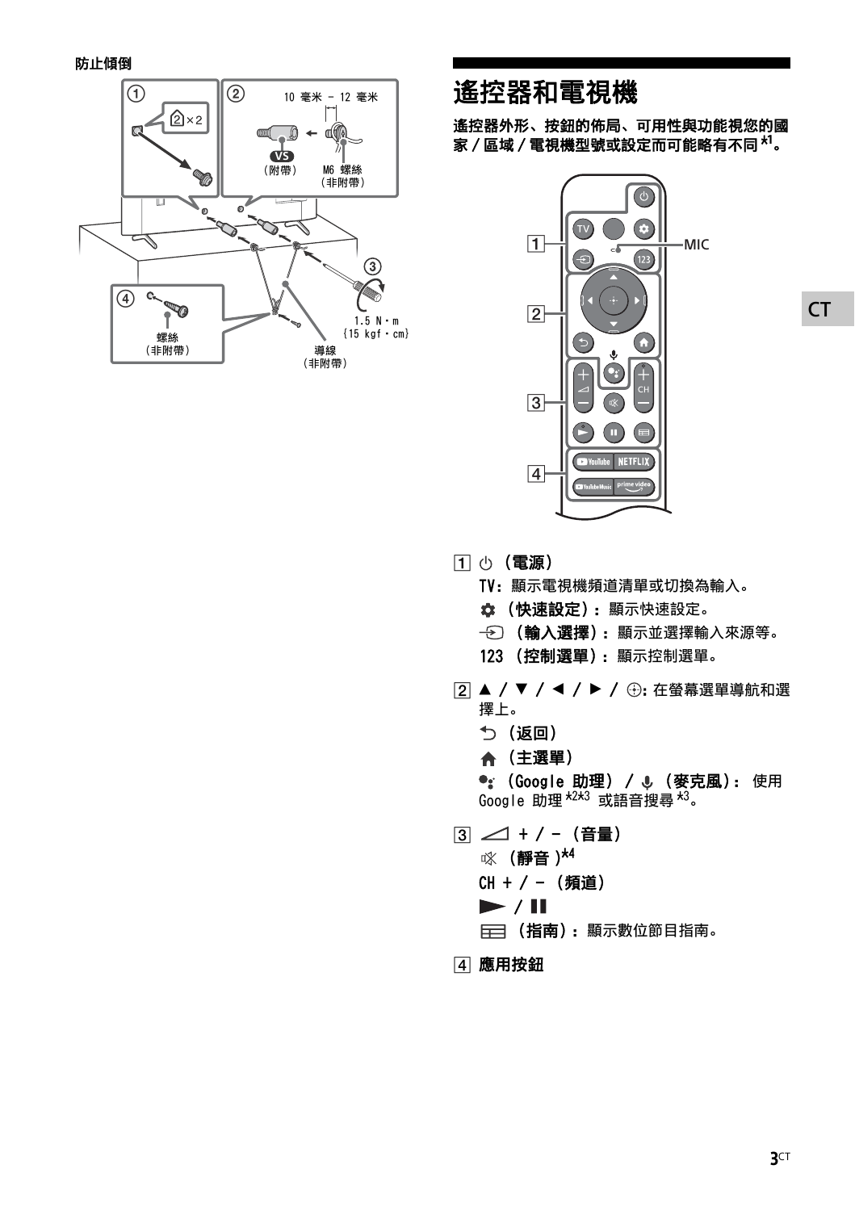**防止傾倒**

① ②×2

② 10 毫米 – 12 毫米

VS （附帶）　M6 螺絲 （非附帶）

③ 1.5 N・m {15 kgf・cm}

④ 螺絲 （非附帶）　導線 （非附帶）

# 遙控器和電視機

**遙控器外形、按鈕的佈局、可用性與功能視您的國家 / 區域 / 電視機型號或設定而可能略有不同 [*1]。**

1 2 3 4 MIC

1 ⏻ **（電源）**

TV：顯示電視機頻道清單或切換為輸入。

**（快速設定）：** 顯示快速設定。

**（輸入選擇）：** 顯示並選擇輸入來源等。

123 **（控制選單）：** 顯示控制選單。

2 **▲ / ▼ / ◄ / ► / ⊕：** 在螢幕選單導航和選擇上。

**（返回）**

**（主選單）**

**（Google 助理） / （麥克風）：** 使用 Google 助理 [*2*3] 或語音搜尋 [*3]。

3 **+ / –（音量）**

**（靜音）[*4]**

**CH + / –（頻道）**

**► / ❚❚**

**（指南）：** 顯示數位節目指南。

4 **應用按鈕**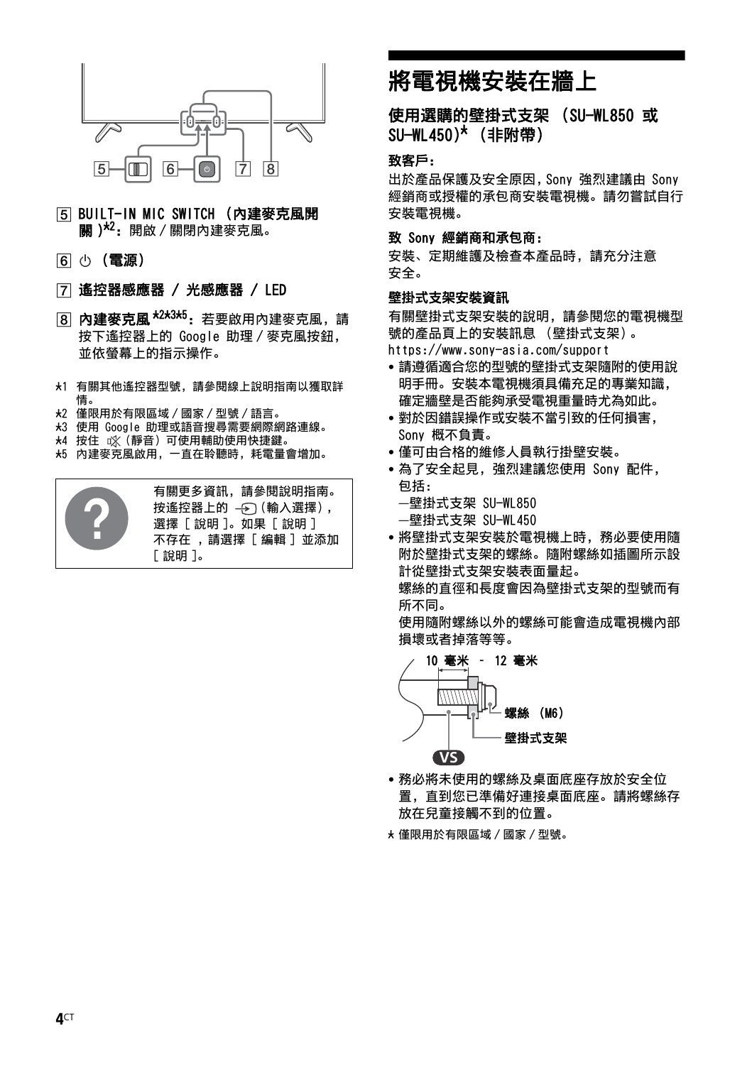5 BUILT-IN MIC SWITCH （內建麥克風開關）*2：開啟 / 關閉內建麥克風。

6 ⏻ （電源）

7 遙控器感應器 / 光感應器 / LED

8 內建麥克風 *2*3*5：若要啟用內建麥克風，請按下遙控器上的 Google 助理 / 麥克風按鈕，並依螢幕上的指示操作。

*1 有關其他遙控器型號，請參閱線上說明指南以獲取詳情。
*2 僅限用於有限區域 / 國家 / 型號 / 語言。
*3 使用 Google 助理或語音搜尋需要網際網路連線。
*4 按住 🔇（靜音）可使用輔助使用快捷鍵。
*5 內建麥克風啟用，一直在聆聽時，耗電量會增加。

有關更多資訊，請參閱說明指南。按遙控器上的 ⇥（輸入選擇），選擇 [ 說明 ]。如果 [ 說明 ] 不存在 ，請選擇 [ 編輯 ] 並添加 [ 說明 ]。

# 將電視機安裝在牆上

## 使用選購的壁掛式支架 （SU-WL850 或 SU-WL450）* （非附帶）

### 致客戶：

出於產品保護及安全原因，Sony 強烈建議由 Sony 經銷商或授權的承包商安裝電視機。請勿嘗試自行安裝電視機。

### 致 Sony 經銷商和承包商：

安裝、定期維護及檢查本產品時，請充分注意安全。

### 壁掛式支架安裝資訊

有關壁掛式支架安裝的說明，請參閱您的電視機型號的產品頁上的安裝訊息 （壁掛式支架）。
https://www.sony-asia.com/support

- 請遵循適合您的型號的壁掛式支架隨附的使用說明手冊。安裝本電視機須具備充足的專業知識，確定牆壁是否能夠承受電視重量時尤為如此。
- 對於因錯誤操作或安裝不當引致的任何損害，Sony 概不負責。
- 僅可由合格的維修人員執行掛壁安裝。
- 為了安全起見，強烈建議您使用 Sony 配件，包括：
  —壁掛式支架 SU-WL850
  —壁掛式支架 SU-WL450
- 將壁掛式支架安裝於電視機上時，務必要使用隨附於壁掛式支架的螺絲。隨附螺絲如插圖所示設計從壁掛式支架安裝表面量起。
  螺絲的直徑和長度會因為壁掛式支架的型號而有所不同。
  使用隨附螺絲以外的螺絲可能會造成電視機內部損壞或者掉落等等。

10 毫米 – 12 毫米
螺絲 （M6）
壁掛式支架
VS

- 務必將未使用的螺絲及桌面底座存放於安全位置，直到您已準備好連接桌面底座。請將螺絲存放在兒童接觸不到的位置。

* 僅限用於有限區域 / 國家 / 型號。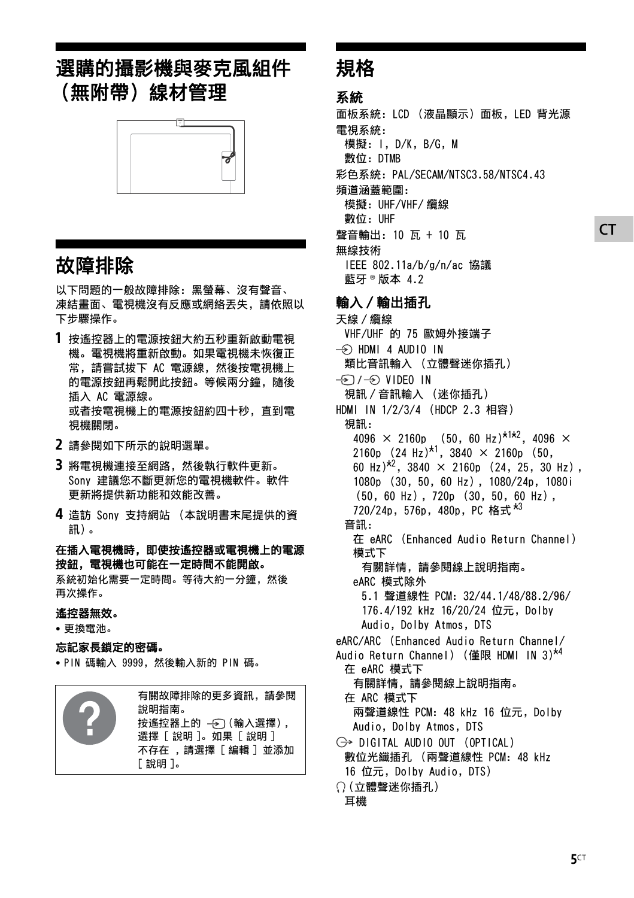# 選購的攝影機與麥克風組件（無附帶）線材管理

# 故障排除

以下問題的一般故障排除：黑螢幕、沒有聲音、凍結畫面、電視機沒有反應或網絡丟失，請依照以下步驟操作。

1 按遙控器上的電源按鈕大約五秒重新啟動電視機。電視機將重新啟動。如果電視機未恢復正常，請嘗試拔下 AC 電源線，然後按電視機上的電源按鈕再鬆開此按鈕。等候兩分鐘，隨後插入 AC 電源線。
或者按電視機上的電源按鈕約四十秒，直到電視機關閉。

2 請參閱如下所示的說明選單。

3 將電視機連接至網路，然後執行軟件更新。Sony 建議您不斷更新您的電視機軟件。軟件更新將提供新功能和效能改善。

4 造訪 Sony 支持網站（本說明書末尾提供的資訊）。

**在插入電視機時，即使按遙控器或電視機上的電源按鈕，電視機也可能在一定時間不能開啟。**
系統初始化需要一定時間。等待大約一分鐘，然後再次操作。

**遙控器無效。**
• 更換電池。

**忘記家長鎖定的密碼。**
• PIN 碼輸入 9999，然後輸入新的 PIN 碼。

有關故障排除的更多資訊，請參閱說明指南。
按遙控器上的 ⊕（輸入選擇），選擇［說明］。如果［說明］不存在，請選擇［編輯］並添加［說明］。

# 規格

### 系統

面板系統：LCD（液晶顯示）面板，LED 背光源
電視系統：
模擬：I，D/K，B/G，M
數位：DTMB
彩色系統：PAL/SECAM/NTSC3.58/NTSC4.43
頻道涵蓋範圍：
模擬：UHF/VHF/纜線
數位：UHF
聲音輸出：10 瓦 + 10 瓦
無線技術
IEEE 802.11a/b/g/n/ac 協議
藍牙®版本 4.2

### 輸入／輸出插孔

天線／纜線
VHF/UHF 的 75 歐姆外接端子
⊕ HDMI 4 AUDIO IN
類比音訊輸入（立體聲迷你插孔）
⊕/⊕ VIDEO IN
視訊／音訊輸入（迷你插孔）
HDMI IN 1/2/3/4（HDCP 2.3 相容）
視訊：
4096 × 2160p（50，60 Hz）*1*2，4096 × 2160p（24 Hz）*1，3840 × 2160p（50，60 Hz）*2，3840 × 2160p（24，25，30 Hz），1080p（30，50，60 Hz），1080/24p，1080i（50，60 Hz），720p（30，50，60 Hz），720/24p，576p，480p，PC 格式 *3
音訊：
在 eARC（Enhanced Audio Return Channel）模式下
有關詳情，請參閱線上說明指南。
eARC 模式除外
5.1 聲道線性 PCM：32/44.1/48/88.2/96/176.4/192 kHz 16/20/24 位元，Dolby Audio，Dolby Atmos，DTS
eARC/ARC（Enhanced Audio Return Channel/Audio Return Channel）（僅限 HDMI IN 3）*4
在 eARC 模式下
有關詳情，請參閱線上說明指南。
在 ARC 模式下
兩聲道線性 PCM：48 kHz 16 位元，Dolby Audio，Dolby Atmos，DTS
⊖ DIGITAL AUDIO OUT（OPTICAL）
數位光纖插孔（兩聲道線性 PCM：48 kHz 16 位元，Dolby Audio，DTS）
🎧（立體聲迷你插孔）
耳機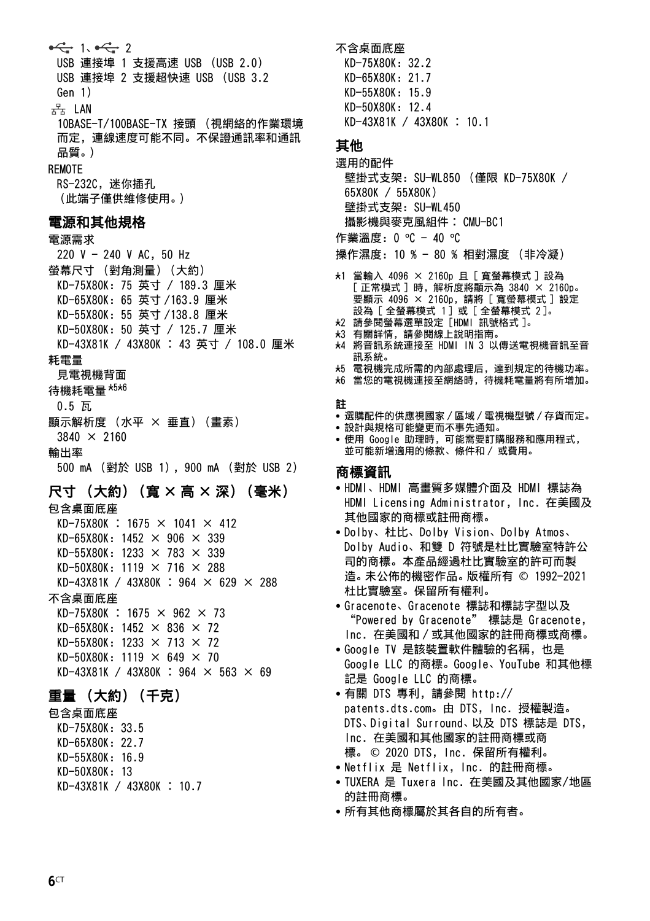⭠ 1、⭠ 2

USB 連接埠 1 支援高速 USB （USB 2.0）
USB 連接埠 2 支援超快速 USB （USB 3.2 Gen 1）

品 LAN

10BASE-T/100BASE-TX 接頭 （視網絡的作業環境而定，連線速度可能不同。不保證通訊率和通訊品質。）

REMOTE

RS-232C，迷你插孔
（此端子僅供維修使用。）

## 電源和其他規格

電源需求

220 V – 240 V AC，50 Hz

螢幕尺寸 （對角測量）（大約）

KD-75X80K：75 英寸 / 189.3 厘米
KD-65X80K：65 英寸 /163.9 厘米
KD-55X80K：55 英寸 /138.8 厘米
KD-50X80K：50 英寸 / 125.7 厘米
KD-43X81K / 43X80K ：43 英寸 / 108.0 厘米

耗電量

見電視機背面

待機耗電量 [*5*6]

0.5 瓦

顯示解析度 （水平 × 垂直）（畫素）

3840 × 2160

輸出率

500 mA （對於 USB 1），900 mA （對於 USB 2）

## 尺寸 （大約）（寬 × 高 × 深）（毫米）

包含桌面底座

KD-75X80K ：1675 × 1041 × 412
KD-65X80K：1452 × 906 × 339
KD-55X80K：1233 × 783 × 339
KD-50X80K：1119 × 716 × 288
KD-43X81K / 43X80K ：964 × 629 × 288

不含桌面底座

KD-75X80K ：1675 × 962 × 73
KD-65X80K：1452 × 836 × 72
KD-55X80K：1233 × 713 × 72
KD-50X80K：1119 × 649 × 70
KD-43X81K / 43X80K ：964 × 563 × 69

## 重量 （大約）（千克）

包含桌面底座

KD-75X80K：33.5
KD-65X80K：22.7
KD-55X80K：16.9
KD-50X80K：13
KD-43X81K / 43X80K ：10.7

不含桌面底座

KD-75X80K：32.2
KD-65X80K：21.7
KD-55X80K：15.9
KD-50X80K：12.4
KD-43X81K / 43X80K ：10.1

## 其他

選用的配件

壁掛式支架：SU-WL850 （僅限 KD-75X80K / 65X80K / 55X80K）
壁掛式支架：SU-WL450
攝影機與麥克風組件： CMU-BC1

作業溫度：0 ºC – 40 ºC

操作濕度：10 % – 80 % 相對濕度 （非冷凝）

*1 當輸入 4096 × 2160p 且 [ 寬螢幕模式 ] 設為 [ 正常模式 ] 時，解析度將顯示為 3840 × 2160p。要顯示 4096 × 2160p，請將 [ 寬螢幕模式 ] 設定設為 [ 全螢幕模式 1] 或 [ 全螢幕模式 2]。
*2 請參閱螢幕選單設定 [HDMI 訊號格式 ]。
*3 有關詳情，請參閱線上說明指南。
*4 將音訊系統連接至 HDMI IN 3 以傳送電視機音訊至音訊系統。
*5 電視機完成所需的內部處理后，達到規定的待機功率。
*6 當您的電視機連接至網絡時，待機耗電量將有所增加。

**註**

- 選購配件的供應視國家 / 區域 / 電視機型號 / 存貨而定。
- 設計與規格可能變更而不事先通知。
- 使用 Google 助理時，可能需要訂購服務和應用程式，並可能新增適用的條款、條件和 / 或費用。

## 商標資訊

- HDMI、HDMI 高畫質多媒體介面及 HDMI 標誌為 HDMI Licensing Administrator，Inc. 在美國及其他國家的商標或註冊商標。
- Dolby、杜比、Dolby Vision、Dolby Atmos、Dolby Audio、和雙 D 符號是杜比實驗室特許公司的商標。本產品經過杜比實驗室的許可而製造。未公佈的機密作品。版權所有 © 1992-2021 杜比實驗室。保留所有權利。
- Gracenote、Gracenote 標誌和標誌字型以及 "Powered by Gracenote" 標誌是 Gracenote，Inc. 在美國和 / 或其他國家的註冊商標或商標。
- Google TV 是該裝置軟件體驗的名稱，也是 Google LLC 的商標。Google、YouTube 和其他標記是 Google LLC 的商標。
- 有關 DTS 專利，請參閱 http://patents.dts.com。由 DTS，Inc. 授權製造。DTS、Digital Surround、以及 DTS 標誌是 DTS，Inc. 在美國和其他國家的註冊商標或商標。© 2020 DTS，Inc. 保留所有權利。
- Netflix 是 Netflix，Inc. 的註冊商標。
- TUXERA 是 Tuxera Inc. 在美國及其他國家/地區的註冊商標。
- 所有其他商標屬於其各自的所有者。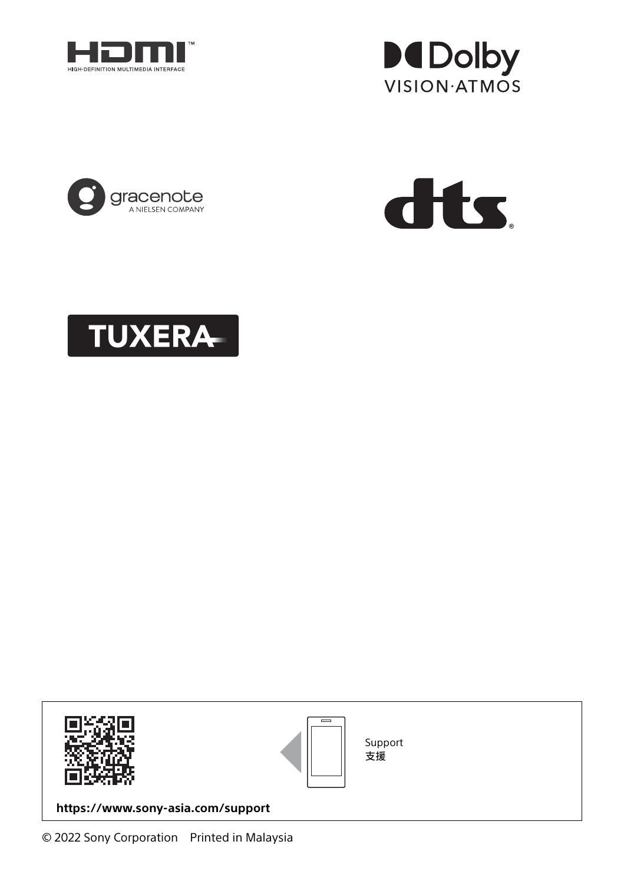HDMI™
HIGH-DEFINITION MULTIMEDIA INTERFACE

Dolby
VISION·ATMOS

gracenote
A NIELSEN COMPANY

dts®

TUXERA

Support
支援

**https://www.sony-asia.com/support**

© 2022 Sony Corporation    Printed in Malaysia